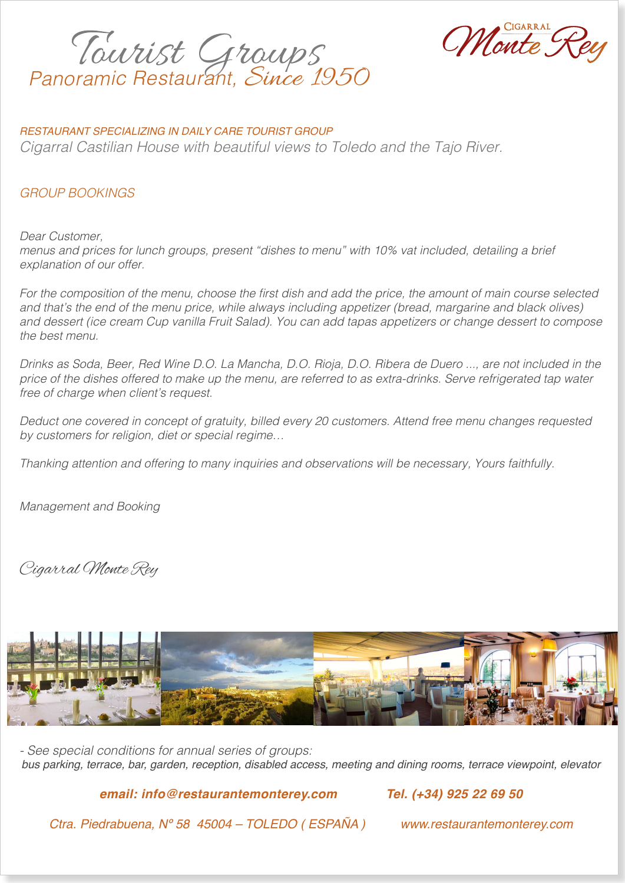# Tourist Groups

## Panoramic Restaurant, Since 1950

Cigarral Monte Rey

*RESTAURANT SPECIALIZING IN DAILY CARE TOURIST GROUP*

*Cigarral Castilian House with beautiful views to Toledo and the Tajo River.*

*GROUP BOOKINGS*

*Dear Customer,*
*menus and prices for lunch groups, present "dishes to menu" with 10% vat included, detailing a brief explanation of our offer.*

*For the composition of the menu, choose the first dish and add the price, the amount of main course selected and that's the end of the menu price, while always including appetizer (bread, margarine and black olives) and dessert (ice cream Cup vanilla Fruit Salad). You can add tapas appetizers or change dessert to compose the best menu.*

*Drinks as Soda, Beer, Red Wine D.O. La Mancha, D.O. Rioja, D.O. Ribera de Duero ..., are not included in the price of the dishes offered to make up the menu, are referred to as extra-drinks. Serve refrigerated tap water free of charge when client's request.*

*Deduct one covered in concept of gratuity, billed every 20 customers. Attend free menu changes requested by customers for religion, diet or special regime…*

*Thanking attention and offering to many inquiries and observations will be necessary, Yours faithfully.*

*Management and Booking*

*Cigarral Monte Rey*

*- See special conditions for annual series of groups:*
*bus parking, terrace, bar, garden, reception, disabled access, meeting and dining rooms, terrace viewpoint, elevator*

**email: info@restaurantemonterey.com** **Tel. (+34) 925 22 69 50**

*Ctra. Piedrabuena, Nº 58 45004 – TOLEDO ( ESPAÑA )* *www.restaurantemonterey.com*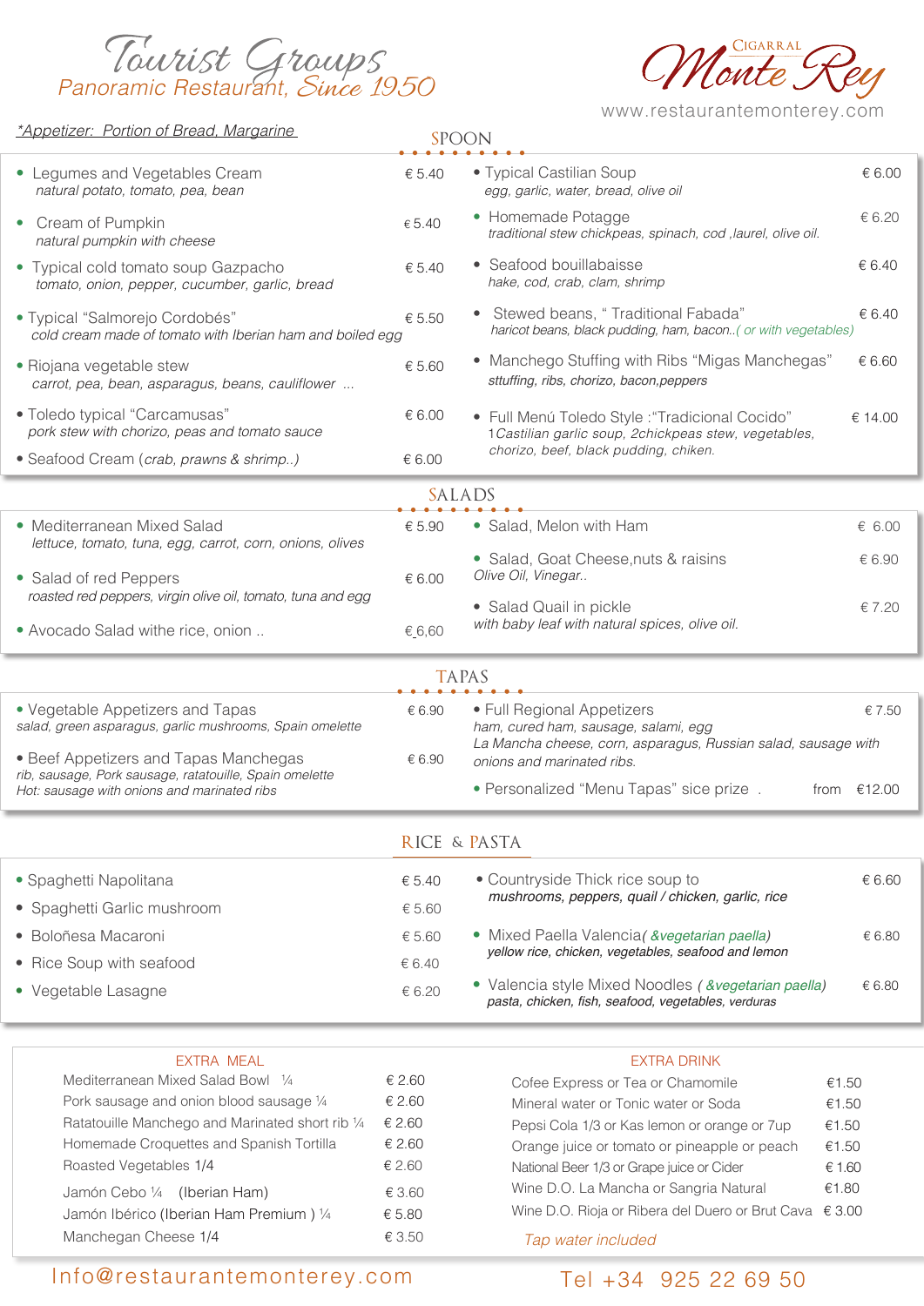# Tourist Groups

Panoramic Restaurant, Since 1950

Cigarral Monte Rey

www.restaurantemonterey.com

*Appetizer: Portion of Bread, Margarine

## SPOON

- Legumes and Vegetables Cream — € 5.40
  *natural potato, tomato, pea, bean*
- Cream of Pumpkin — € 5.40
  *natural pumpkin with cheese*
- Typical cold tomato soup Gazpacho — € 5.40
  *tomato, onion, pepper, cucumber, garlic, bread*
- Typical "Salmorejo Cordobés" — € 5.50
  *cold cream made of tomato with Iberian ham and boiled egg*
- Riojana vegetable stew — € 5.60
  *carrot, pea, bean, asparagus, beans, cauliflower ...*
- Toledo typical "Carcamusas" — € 6.00
  *pork stew with chorizo, peas and tomato sauce*
- Seafood Cream (*crab, prawns & shrimp..*) — € 6.00
- Typical Castilian Soup — € 6.00
  *egg, garlic, water, bread, olive oil*
- Homemade Potagge — € 6.20
  *traditional stew chickpeas, spinach, cod ,laurel, olive oil.*
- Seafood bouillabaisse — € 6.40
  *hake, cod, crab, clam, shrimp*
- Stewed beans, " Traditional Fabada" — € 6.40
  *haricot beans, black pudding, ham, bacon..( or with vegetables)*
- Manchego Stuffing with Ribs "Migas Manchegas" — € 6.60
  *sttuffing, ribs, chorizo, bacon,peppers*
- Full Menú Toledo Style :"Tradicional Cocido" — € 14.00
  *1Castilian garlic soup, 2chickpeas stew, vegetables, chorizo, beef, black pudding, chiken.*

## SALADS

- Mediterranean Mixed Salad — € 5.90
  *lettuce, tomato, tuna, egg, carrot, corn, onions, olives*
- Salad of red Peppers — € 6.00
  *roasted red peppers, virgin olive oil, tomato, tuna and egg*
- Avocado Salad withe rice, onion .. — € 6,60
- Salad, Melon with Ham — € 6.00
- Salad, Goat Cheese,nuts & raisins — € 6.90
  *Olive Oil, Vinegar..*
- Salad Quail in pickle — € 7.20
  *with baby leaf with natural spices, olive oil.*

## TAPAS

- Vegetable Appetizers and Tapas — € 6.90
  *salad, green asparagus, garlic mushrooms, Spain omelette*
- Beef Appetizers and Tapas Manchegas — € 6.90
  *rib, sausage, Pork sausage, ratatouille, Spain omelette*
  *Hot: sausage with onions and marinated ribs*
- Full Regional Appetizers — € 7.50
  *ham, cured ham, sausage, salami, egg*
  *La Mancha cheese, corn, asparagus, Russian salad, sausage with onions and marinated ribs.*
- Personalized "Menu Tapas" sice prize . — from €12.00

## RICE & PASTA

- Spaghetti Napolitana — € 5.40
- Spaghetti Garlic mushroom — € 5.60
- Boloñesa Macaroni — € 5.60
- Rice Soup with seafood — € 6.40
- Vegetable Lasagne — € 6.20
- Countryside Thick rice soup to — € 6.60
  *mushrooms, peppers, quail / chicken, garlic, rice*
- Mixed Paella Valencia( *&vegetarian paella*) — € 6.80
  *yellow rice, chicken, vegetables, seafood and lemon*
- Valencia style Mixed Noodles ( *&vegetarian paella*) — € 6.80
  *pasta, chicken, fish, seafood, vegetables, verduras*

## EXTRA MEAL

| Item | Price |
|---|---|
| Mediterranean Mixed Salad Bowl ¼ | € 2.60 |
| Pork sausage and onion blood sausage ¼ | € 2.60 |
| Ratatouille Manchego and Marinated short rib ¼ | € 2.60 |
| Homemade Croquettes and Spanish Tortilla | € 2.60 |
| Roasted Vegetables 1/4 | € 2.60 |
| Jamón Cebo ¼ (Iberian Ham) | € 3.60 |
| Jamón Ibérico (Iberian Ham Premium ) ¼ | € 5.80 |
| Manchegan Cheese 1/4 | € 3.50 |

## EXTRA DRINK

| Item | Price |
|---|---|
| Cofee Express or Tea or Chamomile | €1.50 |
| Mineral water or Tonic water or Soda | €1.50 |
| Pepsi Cola 1/3 or Kas lemon or orange or 7up | €1.50 |
| Orange juice or tomato or pineapple or peach | €1.50 |
| National Beer 1/3 or Grape juice or Cider | € 1.60 |
| Wine D.O. La Mancha or Sangria Natural | €1.80 |
| Wine D.O. Rioja or Ribera del Duero or Brut Cava | € 3.00 |

*Tap water included*

Info@restaurantemonterey.com

Tel +34 925 22 69 50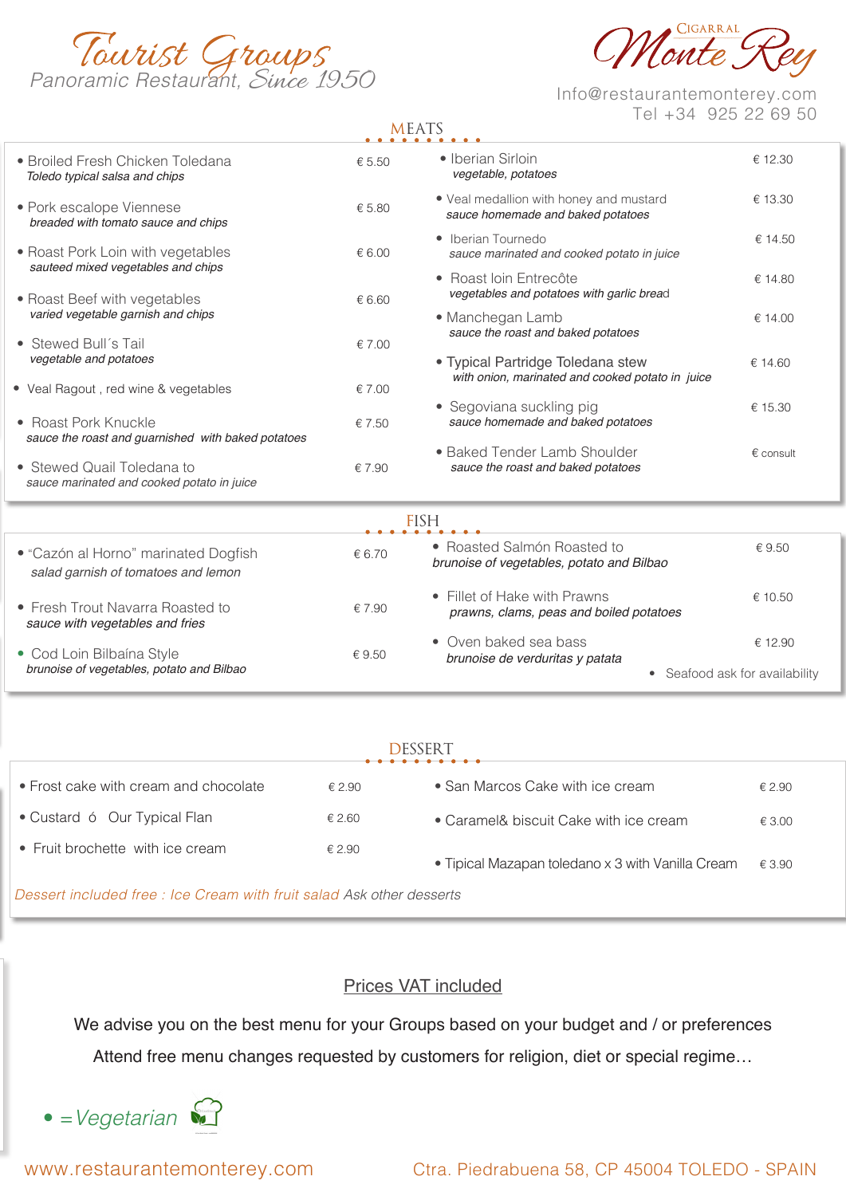# Tourist Groups

Panoramic Restaurant, Since 1950

Cigarral Monte Rey

Info@restaurantemonterey.com
Tel +34 925 22 69 50

## MEATS

- Broiled Fresh Chicken Toledana — € 5.50
  *Toledo typical salsa and chips*
- Pork escalope Viennese — € 5.80
  *breaded with tomato sauce and chips*
- Roast Pork Loin with vegetables — € 6.00
  *sauteed mixed vegetables and chips*
- Roast Beef with vegetables — € 6.60
  *varied vegetable garnish and chips*
- Stewed Bull´s Tail — € 7.00
  *vegetable and potatoes*
- Veal Ragout , red wine & vegetables — € 7.00
- Roast Pork Knuckle — € 7.50
  *sauce the roast and guarnished with baked potatoes*
- Stewed Quail Toledana to — € 7.90
  *sauce marinated and cooked potato in juice*
- Iberian Sirloin — € 12.30
  *vegetable, potatoes*
- Veal medallion with honey and mustard — € 13.30
  *sauce homemade and baked potatoes*
- Iberian Tournedo — € 14.50
  *sauce marinated and cooked potato in juice*
- Roast loin Entrecôte — € 14.80
  *vegetables and potatoes with garlic bread*
- Manchegan Lamb — € 14.00
  *sauce the roast and baked potatoes*
- Typical Partridge Toledana stew — € 14.60
  *with onion, marinated and cooked potato in juice*
- Segoviana suckling pig — € 15.30
  *sauce homemade and baked potatoes*
- Baked Tender Lamb Shoulder — € consult
  *sauce the roast and baked potatoes*

## FISH

- "Cazón al Horno" marinated Dogfish — € 6.70
  *salad garnish of tomatoes and lemon*
- Fresh Trout Navarra Roasted to — € 7.90
  *sauce with vegetables and fries*
- Cod Loin Bilbaína Style — € 9.50
  *brunoise of vegetables, potato and Bilbao*
- Roasted Salmón Roasted to — € 9.50
  *brunoise of vegetables, potato and Bilbao*
- Fillet of Hake with Prawns — € 10.50
  *prawns, clams, peas and boiled potatoes*
- Oven baked sea bass — € 12.90
  *brunoise de verduritas y patata*
- Seafood ask for availability

## DESSERT

- Frost cake with cream and chocolate — € 2.90
- Custard ó Our Typical Flan — € 2.60
- Fruit brochette with ice cream — € 2.90
- San Marcos Cake with ice cream — € 2.90
- Caramel& biscuit Cake with ice cream — € 3.00
- Tipical Mazapan toledano x 3 with Vanilla Cream — € 3.90

*Dessert included free : Ice Cream with fruit salad Ask other desserts*

Prices VAT included

We advise you on the best menu for your Groups based on your budget and / or preferences

Attend free menu changes requested by customers for religion, diet or special regime…

• = *Vegetarian*

www.restaurantemonterey.com

Ctra. Piedrabuena 58, CP 45004 TOLEDO - SPAIN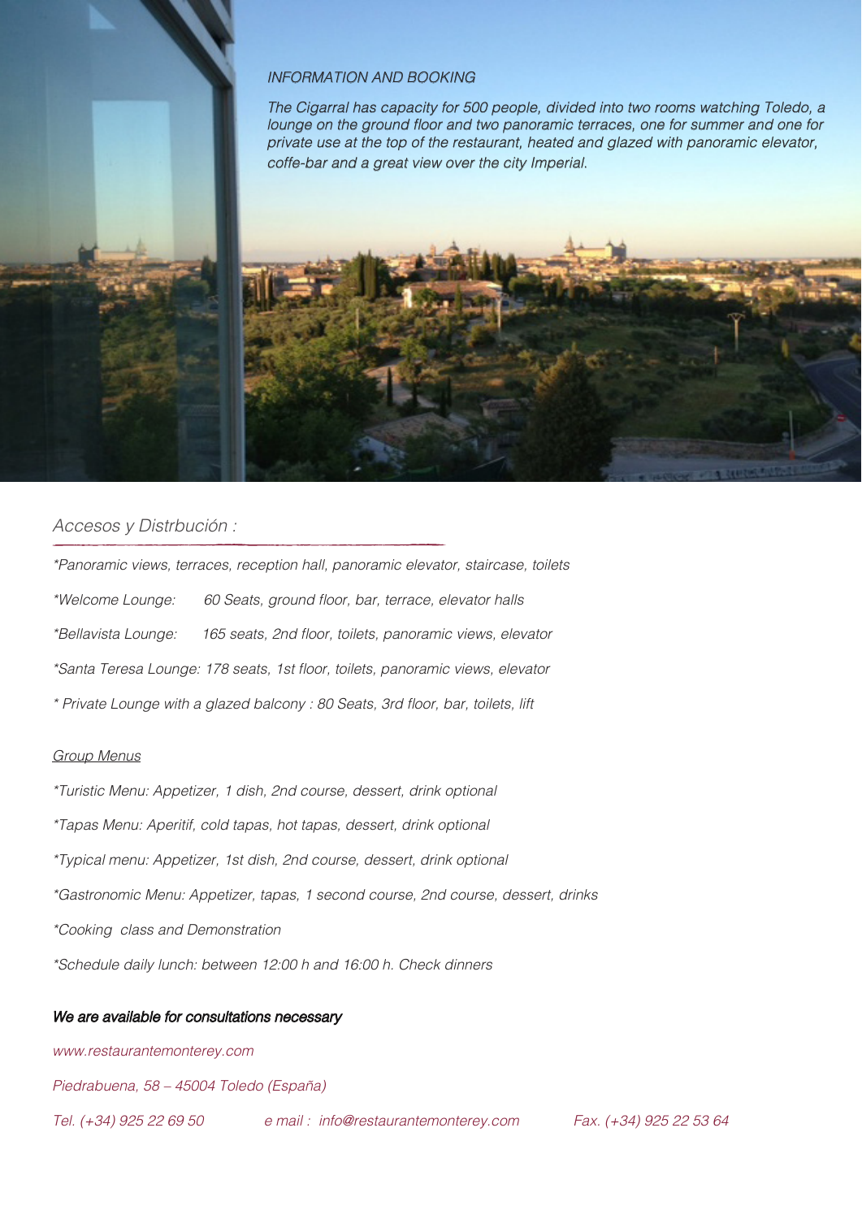*INFORMATION AND BOOKING*

*The Cigarral has capacity for 500 people, divided into two rooms watching Toledo, a lounge on the ground floor and two panoramic terraces, one for summer and one for private use at the top of the restaurant, heated and glazed with panoramic elevator, coffe-bar and a great view over the city Imperial.*

## *Accesos y Distrbución :*

*Panoramic views, terraces, reception hall, panoramic elevator, staircase, toilets*

*Welcome Lounge: 60 Seats, ground floor, bar, terrace, elevator halls*

*Bellavista Lounge: 165 seats, 2nd floor, toilets, panoramic views, elevator*

*Santa Teresa Lounge: 178 seats, 1st floor, toilets, panoramic views, elevator*

* Private Lounge with a glazed balcony : 80 Seats, 3rd floor, bar, toilets, lift*

*Group Menus*

*Turistic Menu: Appetizer, 1 dish, 2nd course, dessert, drink optional*

*Tapas Menu: Aperitif, cold tapas, hot tapas, dessert, drink optional*

*Typical menu: Appetizer, 1st dish, 2nd course, dessert, drink optional*

*Gastronomic Menu: Appetizer, tapas, 1 second course, 2nd course, dessert, drinks*

*Cooking class and Demonstration*

*Schedule daily lunch: between 12:00 h and 16:00 h. Check dinners*

***We are available for consultations necessary***

*www.restaurantemonterey.com*

*Piedrabuena, 58 – 45004 Toledo (España)*

*Tel. (+34) 925 22 69 50* *e mail : info@restaurantemonterey.com* *Fax. (+34) 925 22 53 64*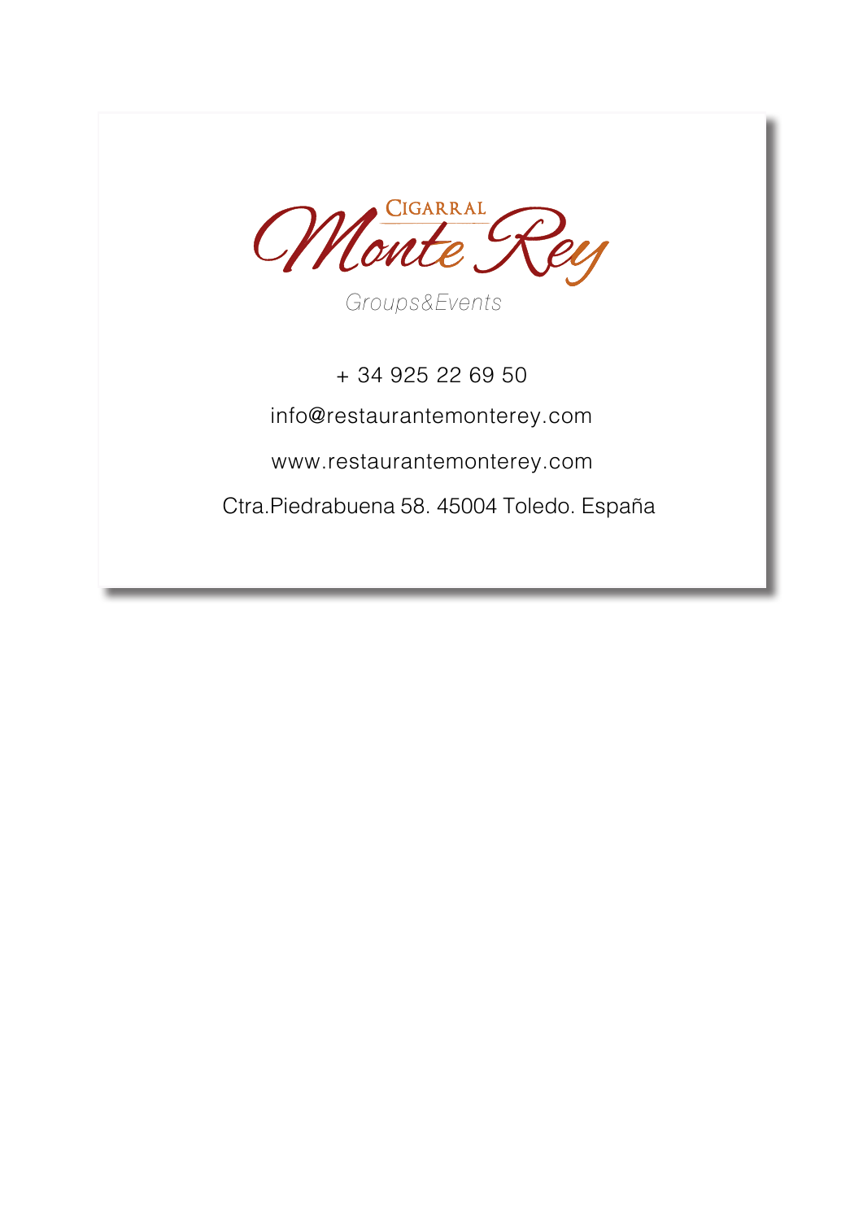CIGARRAL

Monte Rey

*Groups&Events*

+ 34 925 22 69 50

info@restaurantemonterey.com

www.restaurantemonterey.com

Ctra.Piedrabuena 58. 45004 Toledo. España